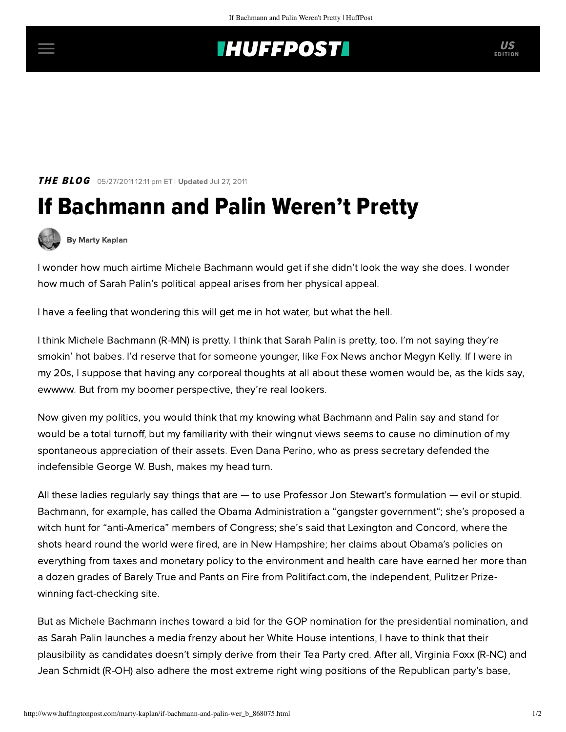**THE BLOG** 05/27/2011 12:11 pm ET | **Updated** Jul 27, 2011

# If Bachmann and Palin Weren't Pretty

By Marty Kaplan

I wonder how much airtime Michele Bachmann would get if she didn't look the way she does. I wonder how much of Sarah Palin's political appeal arises from her physical appeal.

I have a feeling that wondering this will get me in hot water, but what the hell.

I think Michele Bachmann (R-MN) is pretty. I think that Sarah Palin is pretty, too. I'm not saying they're smokin' hot babes. I'd reserve that for someone younger, like Fox News anchor Megyn Kelly. If I were in my 20s, I suppose that having any corporeal thoughts at all about these women would be, as the kids say, ewwww. But from my boomer perspective, they're real lookers.

Now given my politics, you would think that my knowing what Bachmann and Palin say and stand for would be a total turnoff, but my familiarity with their wingnut views seems to cause no diminution of my spontaneous appreciation of their assets. Even Dana Perino, who as press secretary defended the indefensible George W. Bush, makes my head turn.

All these ladies regularly say things that are — to use Professor Jon Stewart's formulation — evil or stupid. Bachmann, for example, has called the Obama Administration a "gangster government"; she's proposed a witch hunt for "anti-America" members of Congress; she's said that Lexington and Concord, where the shots heard round the world were fired, are in New Hampshire; her claims about Obama's policies on everything from taxes and monetary policy to the environment and health care have earned her more than a dozen grades of Barely True and Pants on Fire from Politifact.com, the independent, Pulitzer Prize-winning fact-checking site.

But as Michele Bachmann inches toward a bid for the GOP nomination for the presidential nomination, and as Sarah Palin launches a media frenzy about her White House intentions, I have to think that their plausibility as candidates doesn't simply derive from their Tea Party cred. After all, Virginia Foxx (R-NC) and Jean Schmidt (R-OH) also adhere the most extreme right wing positions of the Republican party's base,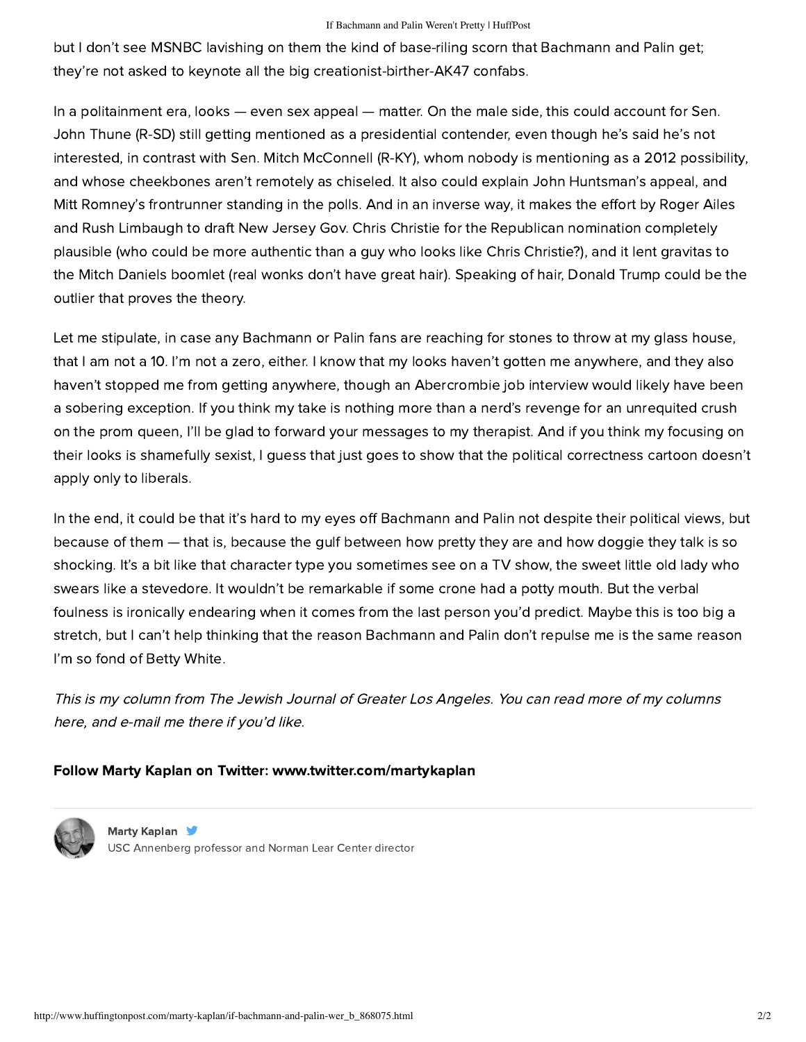but I don't see MSNBC lavishing on them the kind of base-riling scorn that Bachmann and Palin get; they're not asked to keynote all the big creationist-birther-AK47 confabs.

In a politainment era, looks — even sex appeal — matter. On the male side, this could account for Sen. John Thune (R-SD) still getting mentioned as a presidential contender, even though he's said he's not interested, in contrast with Sen. Mitch McConnell (R-KY), whom nobody is mentioning as a 2012 possibility, and whose cheekbones aren't remotely as chiseled. It also could explain John Huntsman's appeal, and Mitt Romney's frontrunner standing in the polls. And in an inverse way, it makes the effort by Roger Ailes and Rush Limbaugh to draft New Jersey Gov. Chris Christie for the Republican nomination completely plausible (who could be more authentic than a guy who looks like Chris Christie?), and it lent gravitas to the Mitch Daniels boomlet (real wonks don't have great hair). Speaking of hair, Donald Trump could be the outlier that proves the theory.

Let me stipulate, in case any Bachmann or Palin fans are reaching for stones to throw at my glass house, that I am not a 10. I'm not a zero, either. I know that my looks haven't gotten me anywhere, and they also haven't stopped me from getting anywhere, though an Abercrombie job interview would likely have been a sobering exception. If you think my take is nothing more than a nerd's revenge for an unrequited crush on the prom queen, I'll be glad to forward your messages to my therapist. And if you think my focusing on their looks is shamefully sexist, I guess that just goes to show that the political correctness cartoon doesn't apply only to liberals.

In the end, it could be that it's hard to my eyes off Bachmann and Palin not despite their political views, but because of them — that is, because the gulf between how pretty they are and how doggie they talk is so shocking. It's a bit like that character type you sometimes see on a TV show, the sweet little old lady who swears like a stevedore. It wouldn't be remarkable if some crone had a potty mouth. But the verbal foulness is ironically endearing when it comes from the last person you'd predict. Maybe this is too big a stretch, but I can't help thinking that the reason Bachmann and Palin don't repulse me is the same reason I'm so fond of Betty White.

*This is my column from The Jewish Journal of Greater Los Angeles. You can read more of my columns here, and e-mail me there if you'd like.*

**Follow Marty Kaplan on Twitter: www.twitter.com/martykaplan**

**Marty Kaplan**
USC Annenberg professor and Norman Lear Center director